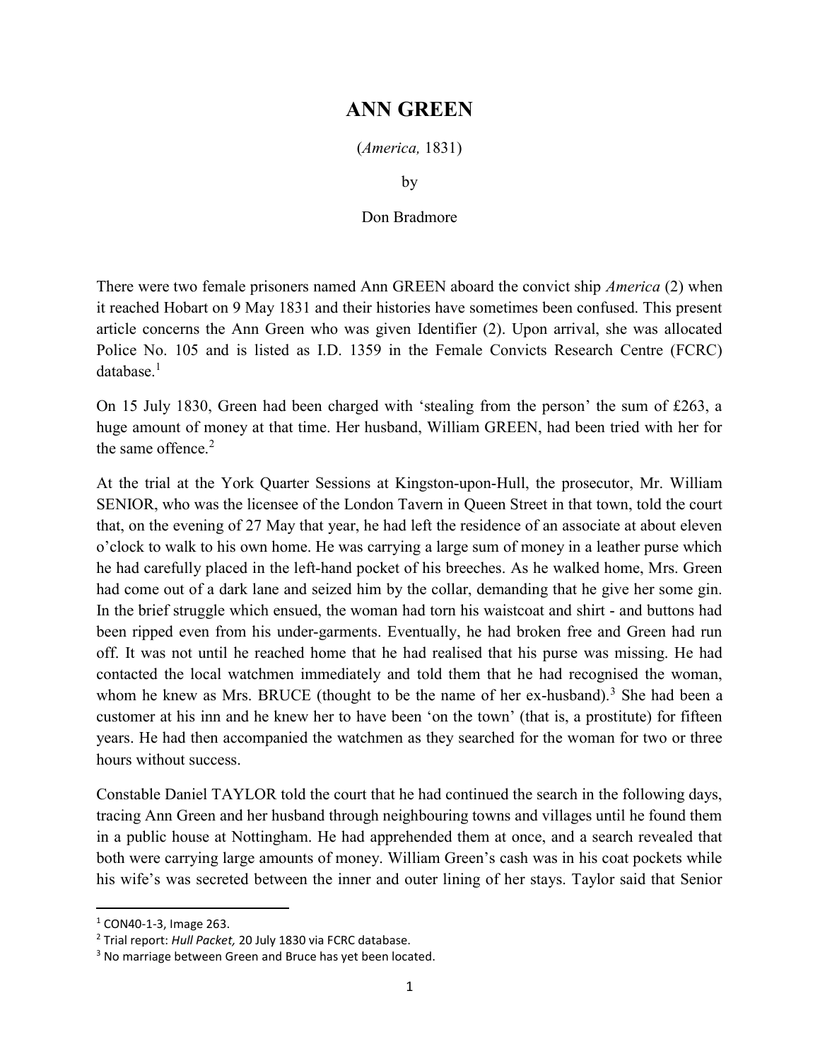# ANN GREEN

(*America,* 1831)

by

Don Bradmore

There were two female prisoners named Ann GREEN aboard the convict ship *America* (2) when it reached Hobart on 9 May 1831 and their histories have sometimes been confused. This present article concerns the Ann Green who was given Identifier (2). Upon arrival, she was allocated Police No. 105 and is listed as I.D. 1359 in the Female Convicts Research Centre (FCRC) database.[1]

On 15 July 1830, Green had been charged with 'stealing from the person' the sum of £263, a huge amount of money at that time. Her husband, William GREEN, had been tried with her for the same offence.[2]

At the trial at the York Quarter Sessions at Kingston-upon-Hull, the prosecutor, Mr. William SENIOR, who was the licensee of the London Tavern in Queen Street in that town, told the court that, on the evening of 27 May that year, he had left the residence of an associate at about eleven o'clock to walk to his own home. He was carrying a large sum of money in a leather purse which he had carefully placed in the left-hand pocket of his breeches. As he walked home, Mrs. Green had come out of a dark lane and seized him by the collar, demanding that he give her some gin. In the brief struggle which ensued, the woman had torn his waistcoat and shirt - and buttons had been ripped even from his under-garments. Eventually, he had broken free and Green had run off. It was not until he reached home that he had realised that his purse was missing. He had contacted the local watchmen immediately and told them that he had recognised the woman, whom he knew as Mrs. BRUCE (thought to be the name of her ex-husband).[3] She had been a customer at his inn and he knew her to have been 'on the town' (that is, a prostitute) for fifteen years. He had then accompanied the watchmen as they searched for the woman for two or three hours without success.

Constable Daniel TAYLOR told the court that he had continued the search in the following days, tracing Ann Green and her husband through neighbouring towns and villages until he found them in a public house at Nottingham. He had apprehended them at once, and a search revealed that both were carrying large amounts of money. William Green's cash was in his coat pockets while his wife's was secreted between the inner and outer lining of her stays. Taylor said that Senior

---

[1] CON40-1-3, Image 263.

[2] Trial report: *Hull Packet,* 20 July 1830 via FCRC database.

[3] No marriage between Green and Bruce has yet been located.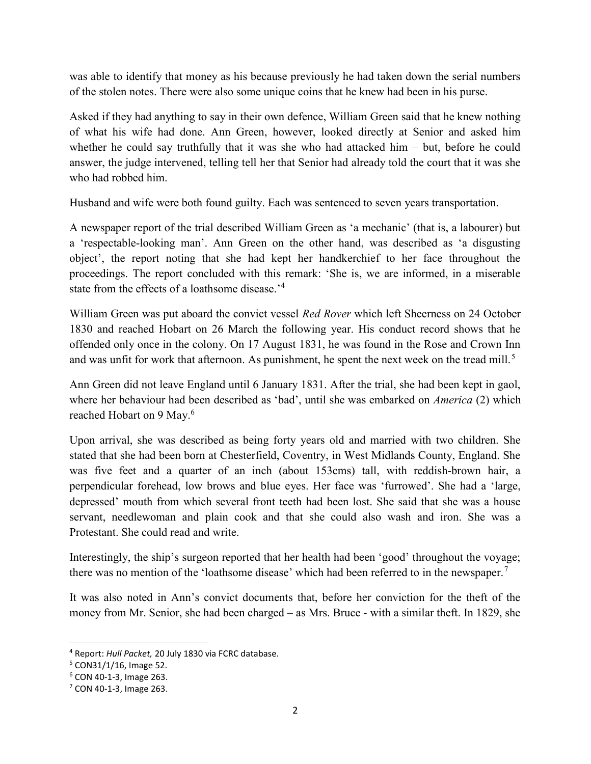was able to identify that money as his because previously he had taken down the serial numbers of the stolen notes. There were also some unique coins that he knew had been in his purse.

Asked if they had anything to say in their own defence, William Green said that he knew nothing of what his wife had done. Ann Green, however, looked directly at Senior and asked him whether he could say truthfully that it was she who had attacked him – but, before he could answer, the judge intervened, telling tell her that Senior had already told the court that it was she who had robbed him.

Husband and wife were both found guilty. Each was sentenced to seven years transportation.

A newspaper report of the trial described William Green as 'a mechanic' (that is, a labourer) but a 'respectable-looking man'. Ann Green on the other hand, was described as 'a disgusting object', the report noting that she had kept her handkerchief to her face throughout the proceedings. The report concluded with this remark: 'She is, we are informed, in a miserable state from the effects of a loathsome disease.'[4]

William Green was put aboard the convict vessel *Red Rover* which left Sheerness on 24 October 1830 and reached Hobart on 26 March the following year. His conduct record shows that he offended only once in the colony. On 17 August 1831, he was found in the Rose and Crown Inn and was unfit for work that afternoon. As punishment, he spent the next week on the tread mill.[5]

Ann Green did not leave England until 6 January 1831. After the trial, she had been kept in gaol, where her behaviour had been described as 'bad', until she was embarked on *America* (2) which reached Hobart on 9 May.[6]

Upon arrival, she was described as being forty years old and married with two children. She stated that she had been born at Chesterfield, Coventry, in West Midlands County, England. She was five feet and a quarter of an inch (about 153cms) tall, with reddish-brown hair, a perpendicular forehead, low brows and blue eyes. Her face was 'furrowed'. She had a 'large, depressed' mouth from which several front teeth had been lost. She said that she was a house servant, needlewoman and plain cook and that she could also wash and iron. She was a Protestant. She could read and write.

Interestingly, the ship's surgeon reported that her health had been 'good' throughout the voyage; there was no mention of the 'loathsome disease' which had been referred to in the newspaper.[7]

It was also noted in Ann's convict documents that, before her conviction for the theft of the money from Mr. Senior, she had been charged – as Mrs. Bruce - with a similar theft. In 1829, she

---

[4] Report: *Hull Packet,* 20 July 1830 via FCRC database.

[5] CON31/1/16, Image 52.

[6] CON 40-1-3, Image 263.

[7] CON 40-1-3, Image 263.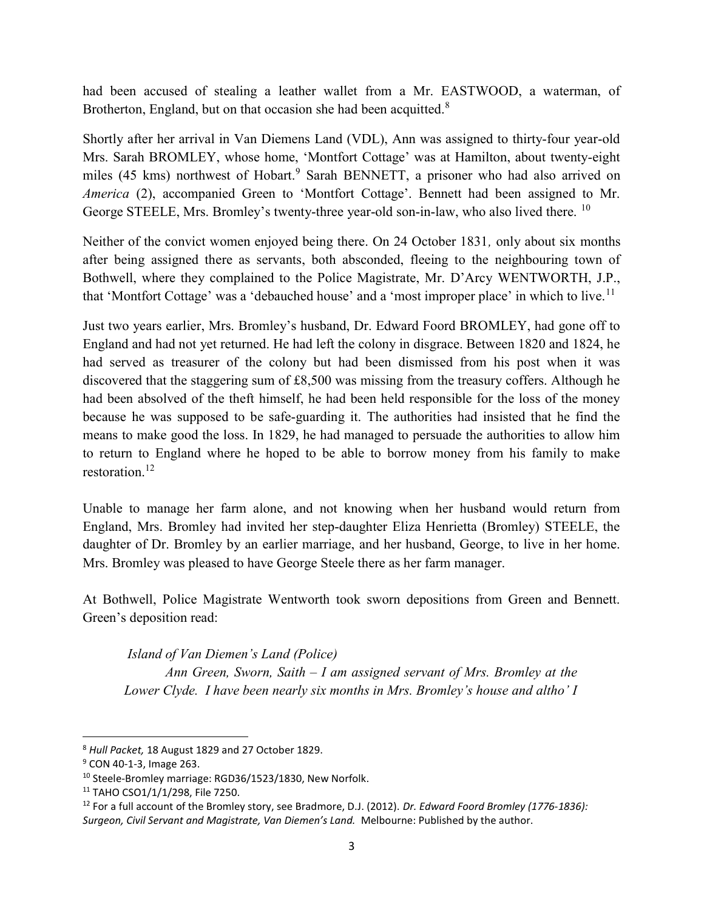had been accused of stealing a leather wallet from a Mr. EASTWOOD, a waterman, of Brotherton, England, but on that occasion she had been acquitted.[8]

Shortly after her arrival in Van Diemens Land (VDL), Ann was assigned to thirty-four year-old Mrs. Sarah BROMLEY, whose home, 'Montfort Cottage' was at Hamilton, about twenty-eight miles (45 kms) northwest of Hobart.[9] Sarah BENNETT, a prisoner who had also arrived on *America* (2), accompanied Green to 'Montfort Cottage'. Bennett had been assigned to Mr. George STEELE, Mrs. Bromley's twenty-three year-old son-in-law, who also lived there.[10]

Neither of the convict women enjoyed being there. On 24 October 1831*,* only about six months after being assigned there as servants, both absconded, fleeing to the neighbouring town of Bothwell, where they complained to the Police Magistrate, Mr. D'Arcy WENTWORTH, J.P., that 'Montfort Cottage' was a 'debauched house' and a 'most improper place' in which to live.[11]

Just two years earlier, Mrs. Bromley's husband, Dr. Edward Foord BROMLEY, had gone off to England and had not yet returned. He had left the colony in disgrace. Between 1820 and 1824, he had served as treasurer of the colony but had been dismissed from his post when it was discovered that the staggering sum of £8,500 was missing from the treasury coffers. Although he had been absolved of the theft himself, he had been held responsible for the loss of the money because he was supposed to be safe-guarding it. The authorities had insisted that he find the means to make good the loss. In 1829, he had managed to persuade the authorities to allow him to return to England where he hoped to be able to borrow money from his family to make restoration.[12]

Unable to manage her farm alone, and not knowing when her husband would return from England, Mrs. Bromley had invited her step-daughter Eliza Henrietta (Bromley) STEELE, the daughter of Dr. Bromley by an earlier marriage, and her husband, George, to live in her home. Mrs. Bromley was pleased to have George Steele there as her farm manager.

At Bothwell, Police Magistrate Wentworth took sworn depositions from Green and Bennett. Green's deposition read:

> *Island of Van Diemen's Land (Police)*
>
> *Ann Green, Sworn, Saith – I am assigned servant of Mrs. Bromley at the Lower Clyde. I have been nearly six months in Mrs. Bromley's house and altho' I*

---

[8] *Hull Packet,* 18 August 1829 and 27 October 1829.

[9] CON 40-1-3, Image 263.

[10] Steele-Bromley marriage: RGD36/1523/1830, New Norfolk.

[11] TAHO CSO1/1/1/298, File 7250.

[12] For a full account of the Bromley story, see Bradmore, D.J. (2012). *Dr. Edward Foord Bromley (1776-1836): Surgeon, Civil Servant and Magistrate, Van Diemen's Land.* Melbourne: Published by the author.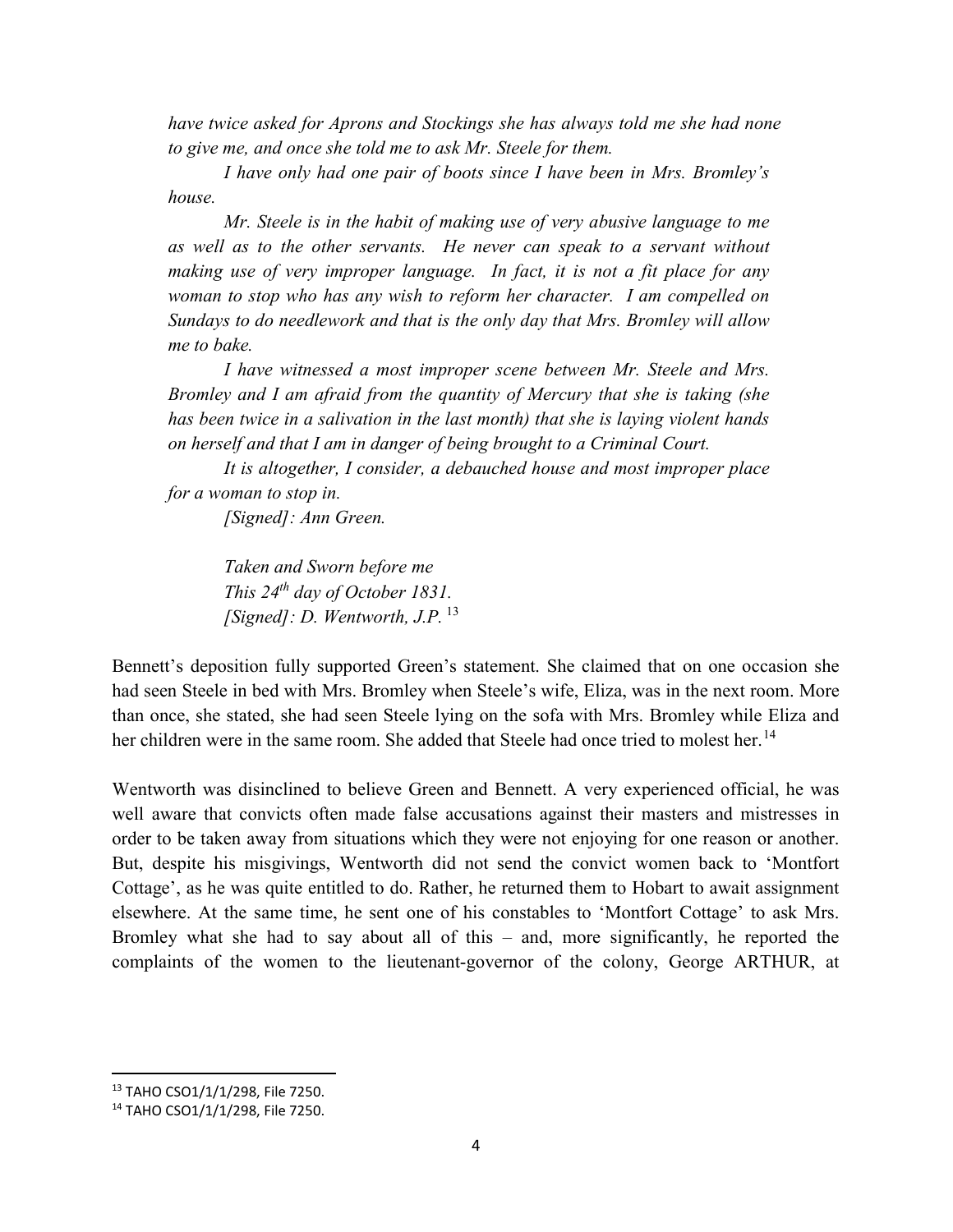*have twice asked for Aprons and Stockings she has always told me she had none to give me, and once she told me to ask Mr. Steele for them.*

*I have only had one pair of boots since I have been in Mrs. Bromley's house.*

*Mr. Steele is in the habit of making use of very abusive language to me as well as to the other servants. He never can speak to a servant without making use of very improper language. In fact, it is not a fit place for any woman to stop who has any wish to reform her character. I am compelled on Sundays to do needlework and that is the only day that Mrs. Bromley will allow me to bake.*

*I have witnessed a most improper scene between Mr. Steele and Mrs. Bromley and I am afraid from the quantity of Mercury that she is taking (she has been twice in a salivation in the last month) that she is laying violent hands on herself and that I am in danger of being brought to a Criminal Court.*

*It is altogether, I consider, a debauched house and most improper place for a woman to stop in.*

*[Signed]: Ann Green.*

*Taken and Sworn before me*
*This 24th day of October 1831.*
*[Signed]: D. Wentworth, J.P.* [13]

Bennett's deposition fully supported Green's statement. She claimed that on one occasion she had seen Steele in bed with Mrs. Bromley when Steele's wife, Eliza, was in the next room. More than once, she stated, she had seen Steele lying on the sofa with Mrs. Bromley while Eliza and her children were in the same room. She added that Steele had once tried to molest her.[14]

Wentworth was disinclined to believe Green and Bennett. A very experienced official, he was well aware that convicts often made false accusations against their masters and mistresses in order to be taken away from situations which they were not enjoying for one reason or another. But, despite his misgivings, Wentworth did not send the convict women back to 'Montfort Cottage', as he was quite entitled to do. Rather, he returned them to Hobart to await assignment elsewhere. At the same time, he sent one of his constables to 'Montfort Cottage' to ask Mrs. Bromley what she had to say about all of this – and, more significantly, he reported the complaints of the women to the lieutenant-governor of the colony, George ARTHUR, at

---

[13] TAHO CSO1/1/1/298, File 7250.

[14] TAHO CSO1/1/1/298, File 7250.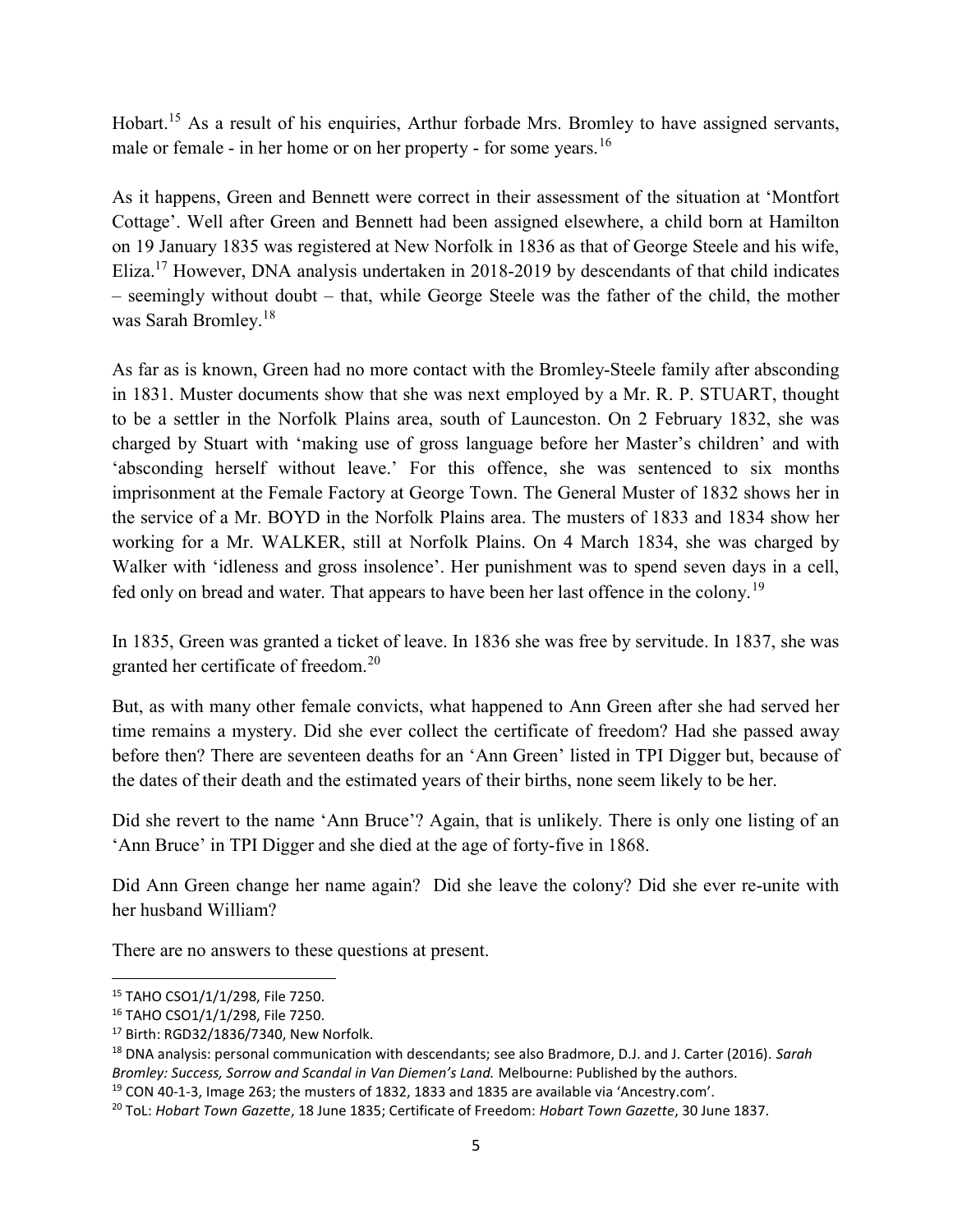Hobart.[15] As a result of his enquiries, Arthur forbade Mrs. Bromley to have assigned servants, male or female - in her home or on her property - for some years.[16]

As it happens, Green and Bennett were correct in their assessment of the situation at 'Montfort Cottage'. Well after Green and Bennett had been assigned elsewhere, a child born at Hamilton on 19 January 1835 was registered at New Norfolk in 1836 as that of George Steele and his wife, Eliza.[17] However, DNA analysis undertaken in 2018-2019 by descendants of that child indicates – seemingly without doubt – that, while George Steele was the father of the child, the mother was Sarah Bromley.[18]

As far as is known, Green had no more contact with the Bromley-Steele family after absconding in 1831. Muster documents show that she was next employed by a Mr. R. P. STUART, thought to be a settler in the Norfolk Plains area, south of Launceston. On 2 February 1832, she was charged by Stuart with 'making use of gross language before her Master's children' and with 'absconding herself without leave.' For this offence, she was sentenced to six months imprisonment at the Female Factory at George Town. The General Muster of 1832 shows her in the service of a Mr. BOYD in the Norfolk Plains area. The musters of 1833 and 1834 show her working for a Mr. WALKER, still at Norfolk Plains. On 4 March 1834, she was charged by Walker with 'idleness and gross insolence'. Her punishment was to spend seven days in a cell, fed only on bread and water. That appears to have been her last offence in the colony.[19]

In 1835, Green was granted a ticket of leave. In 1836 she was free by servitude. In 1837, she was granted her certificate of freedom.[20]

But, as with many other female convicts, what happened to Ann Green after she had served her time remains a mystery. Did she ever collect the certificate of freedom? Had she passed away before then? There are seventeen deaths for an 'Ann Green' listed in TPI Digger but, because of the dates of their death and the estimated years of their births, none seem likely to be her.

Did she revert to the name 'Ann Bruce'? Again, that is unlikely. There is only one listing of an 'Ann Bruce' in TPI Digger and she died at the age of forty-five in 1868.

Did Ann Green change her name again? Did she leave the colony? Did she ever re-unite with her husband William?

There are no answers to these questions at present.

---

[15] TAHO CSO1/1/1/298, File 7250.

[16] TAHO CSO1/1/1/298, File 7250.

[17] Birth: RGD32/1836/7340, New Norfolk.

[18] DNA analysis: personal communication with descendants; see also Bradmore, D.J. and J. Carter (2016). *Sarah Bromley: Success, Sorrow and Scandal in Van Diemen's Land.* Melbourne: Published by the authors.

[19] CON 40-1-3, Image 263; the musters of 1832, 1833 and 1835 are available via 'Ancestry.com'.

[20] ToL: *Hobart Town Gazette*, 18 June 1835; Certificate of Freedom: *Hobart Town Gazette*, 30 June 1837.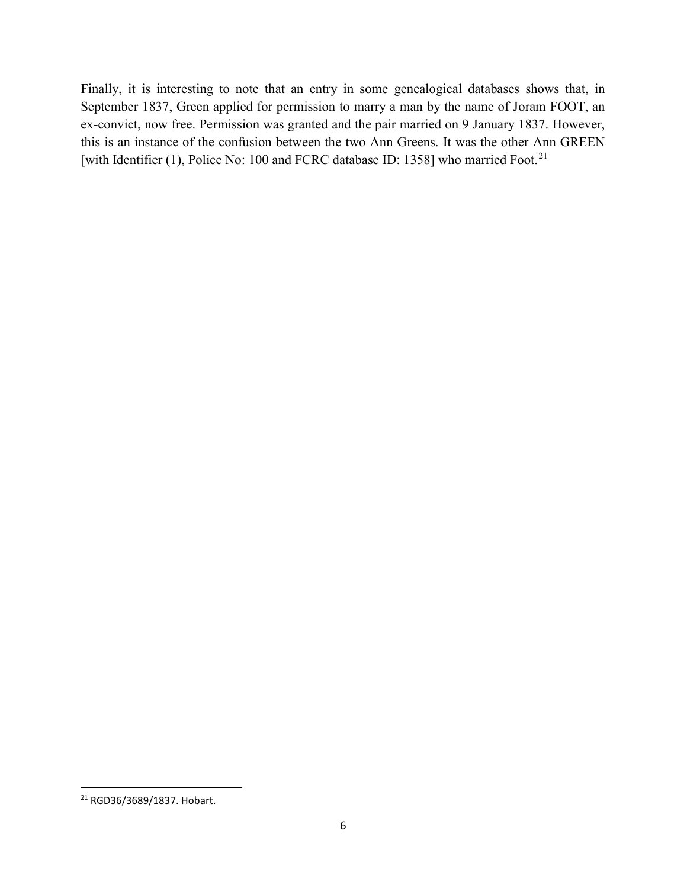Finally, it is interesting to note that an entry in some genealogical databases shows that, in September 1837, Green applied for permission to marry a man by the name of Joram FOOT, an ex-convict, now free. Permission was granted and the pair married on 9 January 1837. However, this is an instance of the confusion between the two Ann Greens. It was the other Ann GREEN [with Identifier (1), Police No: 100 and FCRC database ID: 1358] who married Foot.[21]

[21] RGD36/3689/1837. Hobart.